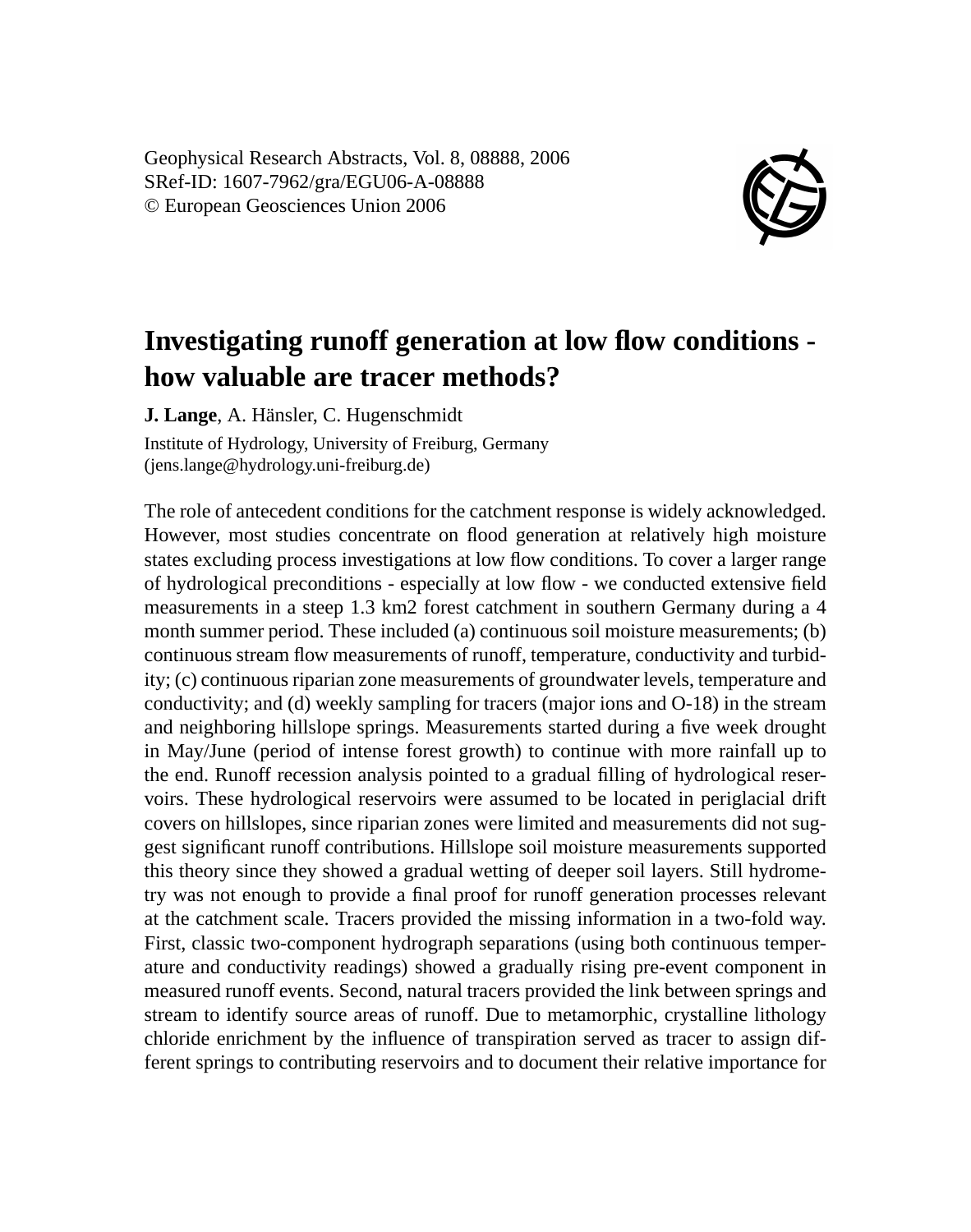Geophysical Research Abstracts, Vol. 8, 08888, 2006
SRef-ID: 1607-7962/gra/EGU06-A-08888
© European Geosciences Union 2006

# Investigating runoff generation at low flow conditions - how valuable are tracer methods?

**J. Lange**, A. Hänsler, C. Hugenschmidt

Institute of Hydrology, University of Freiburg, Germany
(jens.lange@hydrology.uni-freiburg.de)

The role of antecedent conditions for the catchment response is widely acknowledged. However, most studies concentrate on flood generation at relatively high moisture states excluding process investigations at low flow conditions. To cover a larger range of hydrological preconditions - especially at low flow - we conducted extensive field measurements in a steep 1.3 km2 forest catchment in southern Germany during a 4 month summer period. These included (a) continuous soil moisture measurements; (b) continuous stream flow measurements of runoff, temperature, conductivity and turbidity; (c) continuous riparian zone measurements of groundwater levels, temperature and conductivity; and (d) weekly sampling for tracers (major ions and O-18) in the stream and neighboring hillslope springs. Measurements started during a five week drought in May/June (period of intense forest growth) to continue with more rainfall up to the end. Runoff recession analysis pointed to a gradual filling of hydrological reservoirs. These hydrological reservoirs were assumed to be located in periglacial drift covers on hillslopes, since riparian zones were limited and measurements did not suggest significant runoff contributions. Hillslope soil moisture measurements supported this theory since they showed a gradual wetting of deeper soil layers. Still hydrometry was not enough to provide a final proof for runoff generation processes relevant at the catchment scale. Tracers provided the missing information in a two-fold way. First, classic two-component hydrograph separations (using both continuous temperature and conductivity readings) showed a gradually rising pre-event component in measured runoff events. Second, natural tracers provided the link between springs and stream to identify source areas of runoff. Due to metamorphic, crystalline lithology chloride enrichment by the influence of transpiration served as tracer to assign different springs to contributing reservoirs and to document their relative importance for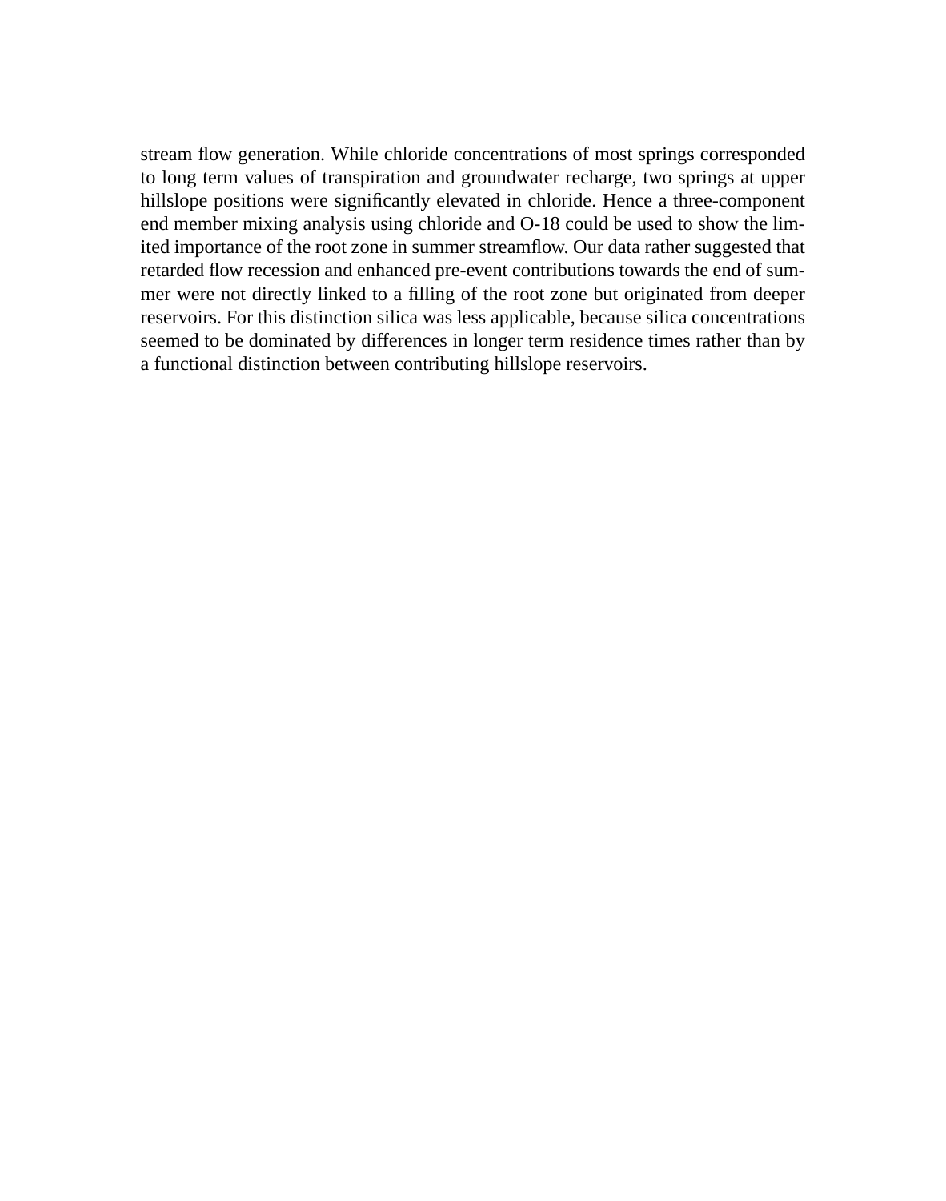stream flow generation. While chloride concentrations of most springs corresponded to long term values of transpiration and groundwater recharge, two springs at upper hillslope positions were significantly elevated in chloride. Hence a three-component end member mixing analysis using chloride and O-18 could be used to show the limited importance of the root zone in summer streamflow. Our data rather suggested that retarded flow recession and enhanced pre-event contributions towards the end of summer were not directly linked to a filling of the root zone but originated from deeper reservoirs. For this distinction silica was less applicable, because silica concentrations seemed to be dominated by differences in longer term residence times rather than by a functional distinction between contributing hillslope reservoirs.